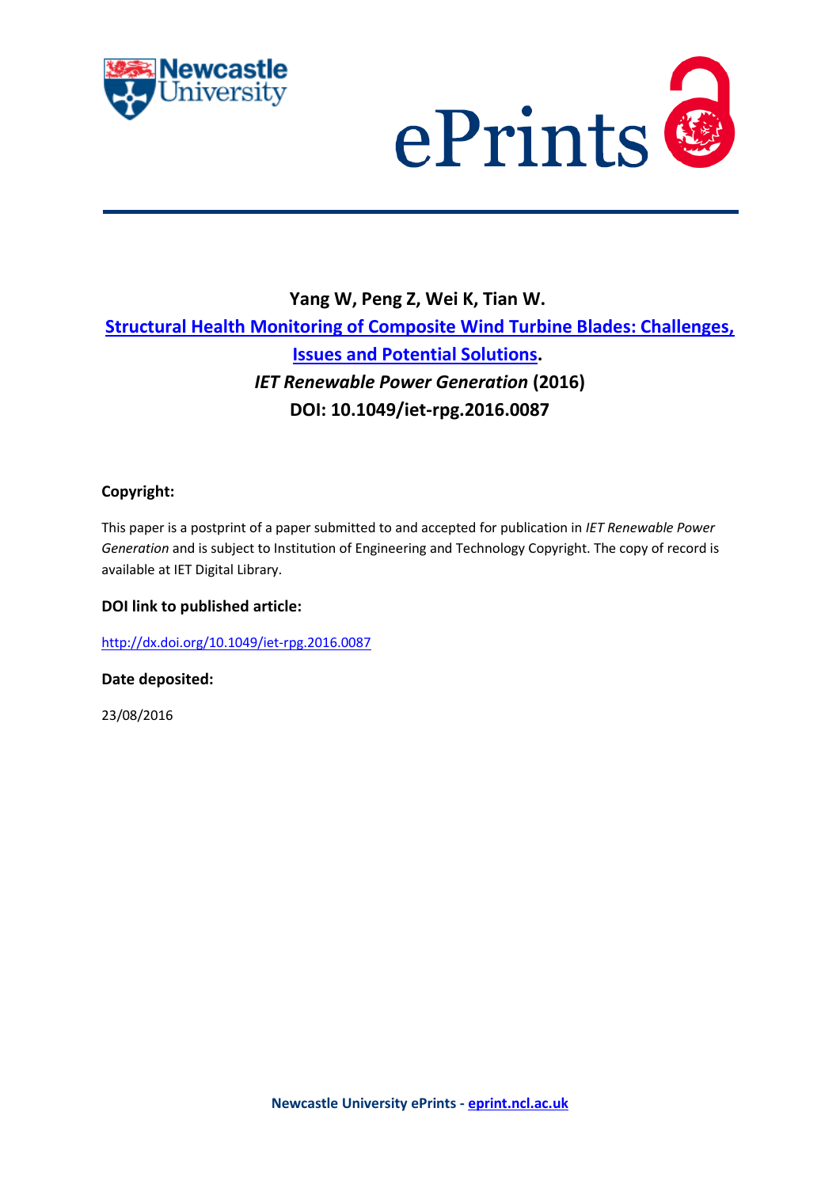**Yang W, Peng Z, Wei K, Tian W.**

**Structural Health Monitoring of Composite Wind Turbine Blades: Challenges, Issues and Potential Solutions.**

***IET Renewable Power Generation* (2016)**

**DOI: 10.1049/iet-rpg.2016.0087**

**Copyright:**

This paper is a postprint of a paper submitted to and accepted for publication in *IET Renewable Power Generation* and is subject to Institution of Engineering and Technology Copyright. The copy of record is available at IET Digital Library.

**DOI link to published article:**

http://dx.doi.org/10.1049/iet-rpg.2016.0087

**Date deposited:**

23/08/2016

**Newcastle University ePrints - eprint.ncl.ac.uk**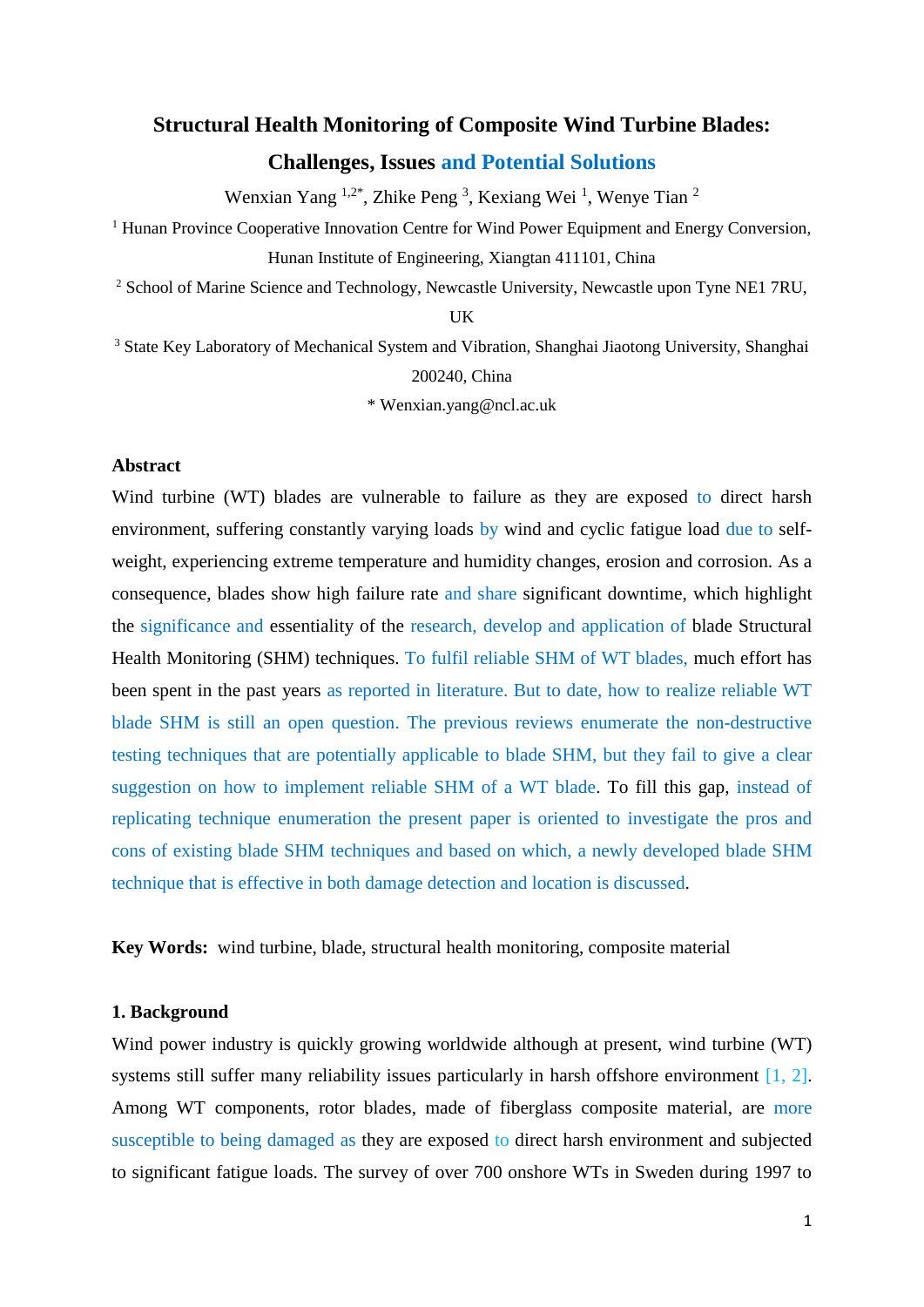# Structural Health Monitoring of Composite Wind Turbine Blades: Challenges, Issues and Potential Solutions

Wenxian Yang [1,2*], Zhike Peng [3], Kexiang Wei [1], Wenye Tian [2]

[1] Hunan Province Cooperative Innovation Centre for Wind Power Equipment and Energy Conversion, Hunan Institute of Engineering, Xiangtan 411101, China

[2] School of Marine Science and Technology, Newcastle University, Newcastle upon Tyne NE1 7RU, UK

[3] State Key Laboratory of Mechanical System and Vibration, Shanghai Jiaotong University, Shanghai 200240, China

\* Wenxian.yang@ncl.ac.uk

**Abstract**

Wind turbine (WT) blades are vulnerable to failure as they are exposed to direct harsh environment, suffering constantly varying loads by wind and cyclic fatigue load due to self-weight, experiencing extreme temperature and humidity changes, erosion and corrosion. As a consequence, blades show high failure rate and share significant downtime, which highlight the significance and essentiality of the research, develop and application of blade Structural Health Monitoring (SHM) techniques. To fulfil reliable SHM of WT blades, much effort has been spent in the past years as reported in literature. But to date, how to realize reliable WT blade SHM is still an open question. The previous reviews enumerate the non-destructive testing techniques that are potentially applicable to blade SHM, but they fail to give a clear suggestion on how to implement reliable SHM of a WT blade. To fill this gap, instead of replicating technique enumeration the present paper is oriented to investigate the pros and cons of existing blade SHM techniques and based on which, a newly developed blade SHM technique that is effective in both damage detection and location is discussed.

**Key Words:** wind turbine, blade, structural health monitoring, composite material

## 1. Background

Wind power industry is quickly growing worldwide although at present, wind turbine (WT) systems still suffer many reliability issues particularly in harsh offshore environment [1, 2]. Among WT components, rotor blades, made of fiberglass composite material, are more susceptible to being damaged as they are exposed to direct harsh environment and subjected to significant fatigue loads. The survey of over 700 onshore WTs in Sweden during 1997 to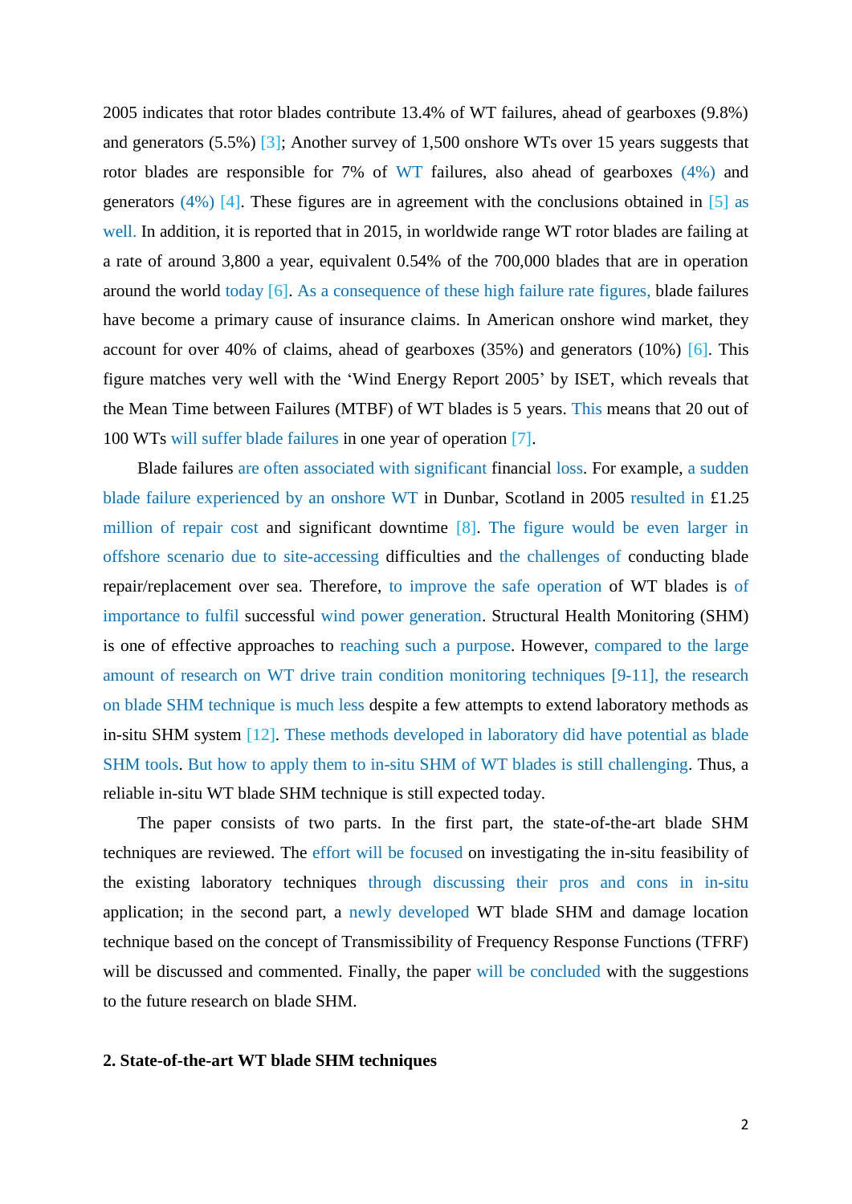2005 indicates that rotor blades contribute 13.4% of WT failures, ahead of gearboxes (9.8%) and generators (5.5%) [3]; Another survey of 1,500 onshore WTs over 15 years suggests that rotor blades are responsible for 7% of WT failures, also ahead of gearboxes (4%) and generators (4%) [4]. These figures are in agreement with the conclusions obtained in [5] as well. In addition, it is reported that in 2015, in worldwide range WT rotor blades are failing at a rate of around 3,800 a year, equivalent 0.54% of the 700,000 blades that are in operation around the world today [6]. As a consequence of these high failure rate figures, blade failures have become a primary cause of insurance claims. In American onshore wind market, they account for over 40% of claims, ahead of gearboxes (35%) and generators (10%) [6]. This figure matches very well with the 'Wind Energy Report 2005' by ISET, which reveals that the Mean Time between Failures (MTBF) of WT blades is 5 years. This means that 20 out of 100 WTs will suffer blade failures in one year of operation [7].

Blade failures are often associated with significant financial loss. For example, a sudden blade failure experienced by an onshore WT in Dunbar, Scotland in 2005 resulted in £1.25 million of repair cost and significant downtime [8]. The figure would be even larger in offshore scenario due to site-accessing difficulties and the challenges of conducting blade repair/replacement over sea. Therefore, to improve the safe operation of WT blades is of importance to fulfil successful wind power generation. Structural Health Monitoring (SHM) is one of effective approaches to reaching such a purpose. However, compared to the large amount of research on WT drive train condition monitoring techniques [9-11], the research on blade SHM technique is much less despite a few attempts to extend laboratory methods as in-situ SHM system [12]. These methods developed in laboratory did have potential as blade SHM tools. But how to apply them to in-situ SHM of WT blades is still challenging. Thus, a reliable in-situ WT blade SHM technique is still expected today.

The paper consists of two parts. In the first part, the state-of-the-art blade SHM techniques are reviewed. The effort will be focused on investigating the in-situ feasibility of the existing laboratory techniques through discussing their pros and cons in in-situ application; in the second part, a newly developed WT blade SHM and damage location technique based on the concept of Transmissibility of Frequency Response Functions (TFRF) will be discussed and commented. Finally, the paper will be concluded with the suggestions to the future research on blade SHM.

## 2. State-of-the-art WT blade SHM techniques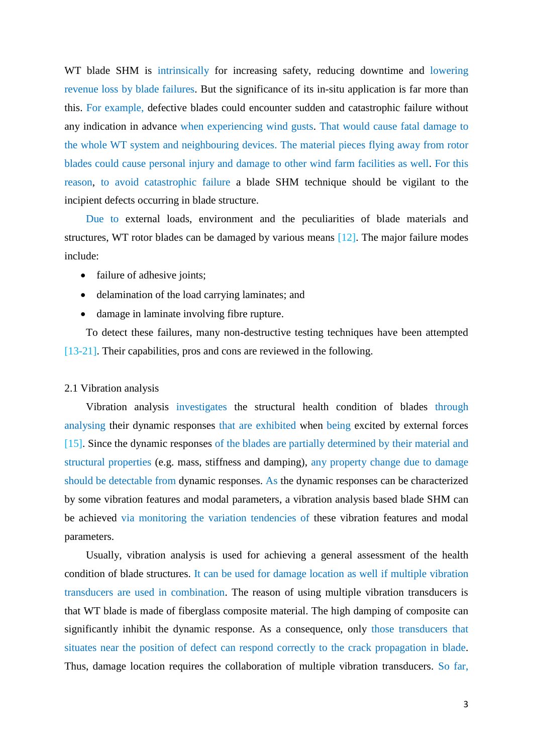WT blade SHM is intrinsically for increasing safety, reducing downtime and lowering revenue loss by blade failures. But the significance of its in-situ application is far more than this. For example, defective blades could encounter sudden and catastrophic failure without any indication in advance when experiencing wind gusts. That would cause fatal damage to the whole WT system and neighbouring devices. The material pieces flying away from rotor blades could cause personal injury and damage to other wind farm facilities as well. For this reason, to avoid catastrophic failure a blade SHM technique should be vigilant to the incipient defects occurring in blade structure.

Due to external loads, environment and the peculiarities of blade materials and structures, WT rotor blades can be damaged by various means [12]. The major failure modes include:

- failure of adhesive joints;
- delamination of the load carrying laminates; and
- damage in laminate involving fibre rupture.

To detect these failures, many non-destructive testing techniques have been attempted [13-21]. Their capabilities, pros and cons are reviewed in the following.

## 2.1 Vibration analysis

Vibration analysis investigates the structural health condition of blades through analysing their dynamic responses that are exhibited when being excited by external forces [15]. Since the dynamic responses of the blades are partially determined by their material and structural properties (e.g. mass, stiffness and damping), any property change due to damage should be detectable from dynamic responses. As the dynamic responses can be characterized by some vibration features and modal parameters, a vibration analysis based blade SHM can be achieved via monitoring the variation tendencies of these vibration features and modal parameters.

Usually, vibration analysis is used for achieving a general assessment of the health condition of blade structures. It can be used for damage location as well if multiple vibration transducers are used in combination. The reason of using multiple vibration transducers is that WT blade is made of fiberglass composite material. The high damping of composite can significantly inhibit the dynamic response. As a consequence, only those transducers that situates near the position of defect can respond correctly to the crack propagation in blade. Thus, damage location requires the collaboration of multiple vibration transducers. So far,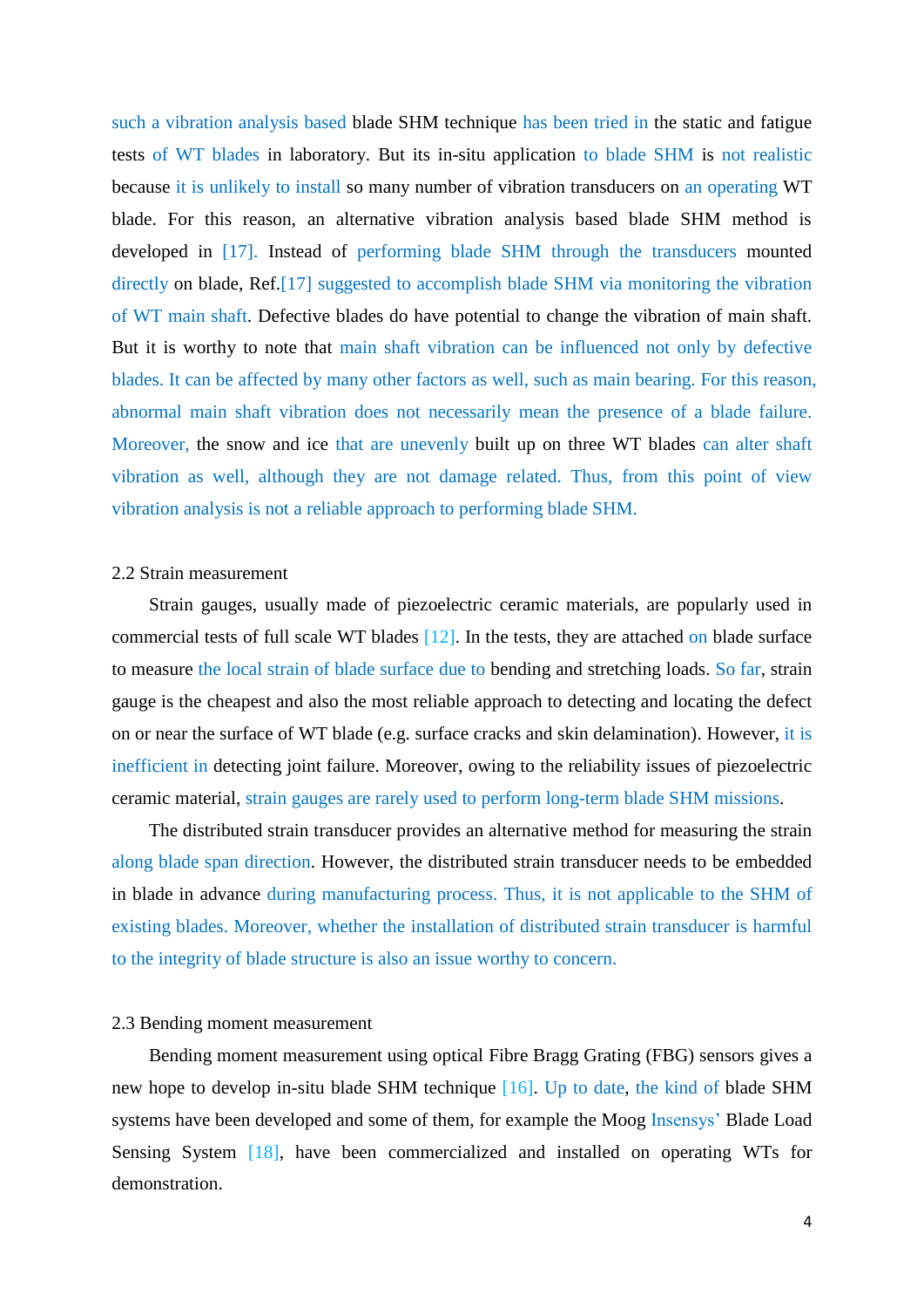such a vibration analysis based blade SHM technique has been tried in the static and fatigue tests of WT blades in laboratory. But its in-situ application to blade SHM is not realistic because it is unlikely to install so many number of vibration transducers on an operating WT blade. For this reason, an alternative vibration analysis based blade SHM method is developed in [17]. Instead of performing blade SHM through the transducers mounted directly on blade, Ref.[17] suggested to accomplish blade SHM via monitoring the vibration of WT main shaft. Defective blades do have potential to change the vibration of main shaft. But it is worthy to note that main shaft vibration can be influenced not only by defective blades. It can be affected by many other factors as well, such as main bearing. For this reason, abnormal main shaft vibration does not necessarily mean the presence of a blade failure. Moreover, the snow and ice that are unevenly built up on three WT blades can alter shaft vibration as well, although they are not damage related. Thus, from this point of view vibration analysis is not a reliable approach to performing blade SHM.

## 2.2 Strain measurement

Strain gauges, usually made of piezoelectric ceramic materials, are popularly used in commercial tests of full scale WT blades [12]. In the tests, they are attached on blade surface to measure the local strain of blade surface due to bending and stretching loads. So far, strain gauge is the cheapest and also the most reliable approach to detecting and locating the defect on or near the surface of WT blade (e.g. surface cracks and skin delamination). However, it is inefficient in detecting joint failure. Moreover, owing to the reliability issues of piezoelectric ceramic material, strain gauges are rarely used to perform long-term blade SHM missions.

The distributed strain transducer provides an alternative method for measuring the strain along blade span direction. However, the distributed strain transducer needs to be embedded in blade in advance during manufacturing process. Thus, it is not applicable to the SHM of existing blades. Moreover, whether the installation of distributed strain transducer is harmful to the integrity of blade structure is also an issue worthy to concern.

## 2.3 Bending moment measurement

Bending moment measurement using optical Fibre Bragg Grating (FBG) sensors gives a new hope to develop in-situ blade SHM technique [16]. Up to date, the kind of blade SHM systems have been developed and some of them, for example the Moog Insensys' Blade Load Sensing System [18], have been commercialized and installed on operating WTs for demonstration.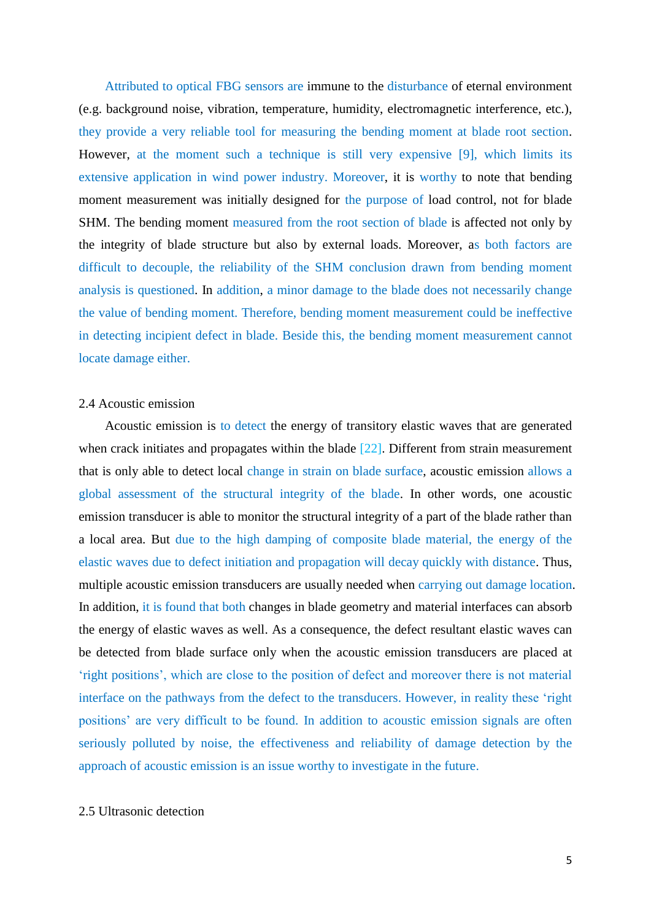Attributed to optical FBG sensors are immune to the disturbance of eternal environment (e.g. background noise, vibration, temperature, humidity, electromagnetic interference, etc.), they provide a very reliable tool for measuring the bending moment at blade root section. However, at the moment such a technique is still very expensive [9], which limits its extensive application in wind power industry. Moreover, it is worthy to note that bending moment measurement was initially designed for the purpose of load control, not for blade SHM. The bending moment measured from the root section of blade is affected not only by the integrity of blade structure but also by external loads. Moreover, as both factors are difficult to decouple, the reliability of the SHM conclusion drawn from bending moment analysis is questioned. In addition, a minor damage to the blade does not necessarily change the value of bending moment. Therefore, bending moment measurement could be ineffective in detecting incipient defect in blade. Beside this, the bending moment measurement cannot locate damage either.

### 2.4 Acoustic emission

Acoustic emission is to detect the energy of transitory elastic waves that are generated when crack initiates and propagates within the blade [22]. Different from strain measurement that is only able to detect local change in strain on blade surface, acoustic emission allows a global assessment of the structural integrity of the blade. In other words, one acoustic emission transducer is able to monitor the structural integrity of a part of the blade rather than a local area. But due to the high damping of composite blade material, the energy of the elastic waves due to defect initiation and propagation will decay quickly with distance. Thus, multiple acoustic emission transducers are usually needed when carrying out damage location. In addition, it is found that both changes in blade geometry and material interfaces can absorb the energy of elastic waves as well. As a consequence, the defect resultant elastic waves can be detected from blade surface only when the acoustic emission transducers are placed at 'right positions', which are close to the position of defect and moreover there is not material interface on the pathways from the defect to the transducers. However, in reality these 'right positions' are very difficult to be found. In addition to acoustic emission signals are often seriously polluted by noise, the effectiveness and reliability of damage detection by the approach of acoustic emission is an issue worthy to investigate in the future.

### 2.5 Ultrasonic detection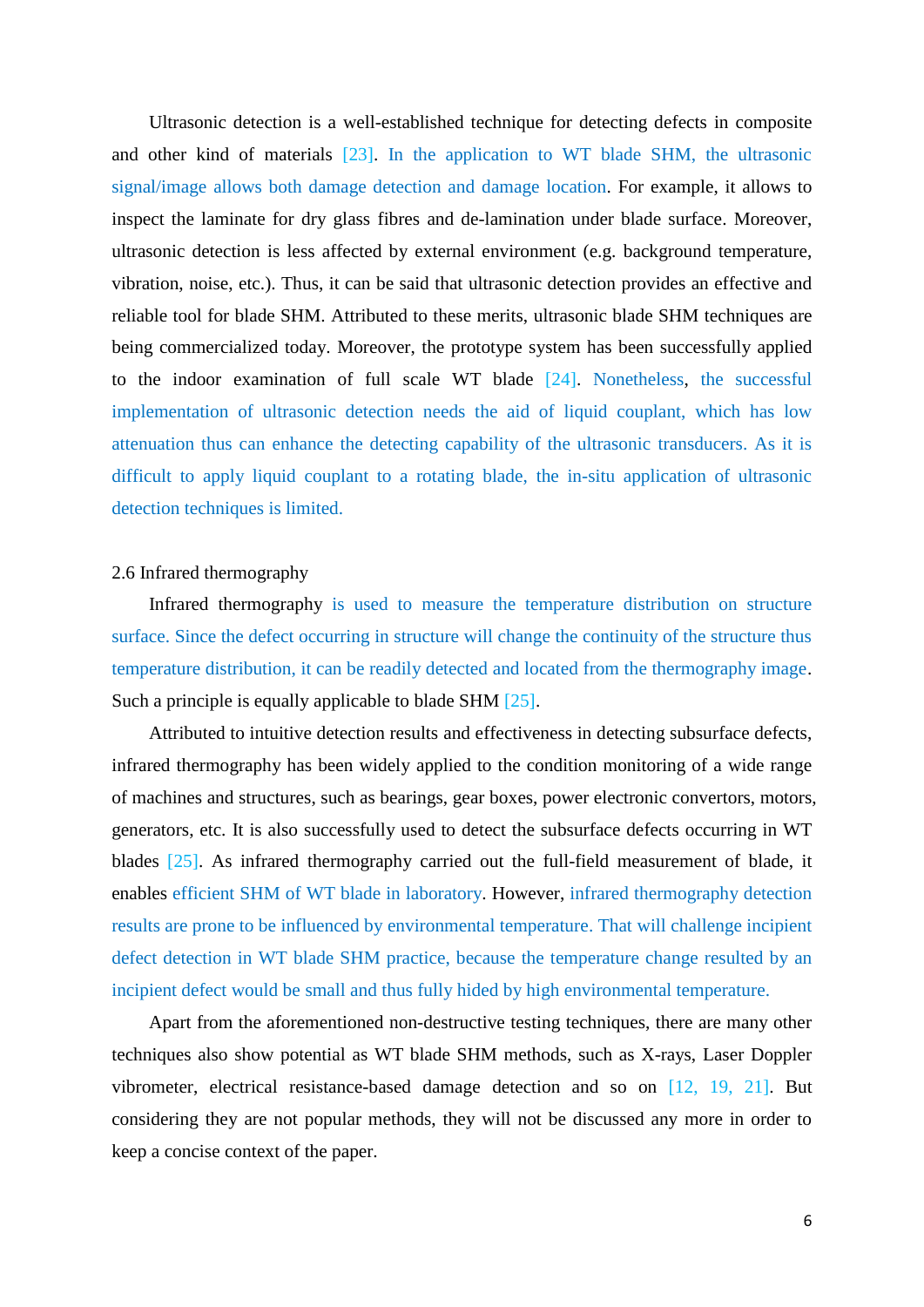Ultrasonic detection is a well-established technique for detecting defects in composite and other kind of materials [23]. In the application to WT blade SHM, the ultrasonic signal/image allows both damage detection and damage location. For example, it allows to inspect the laminate for dry glass fibres and de-lamination under blade surface. Moreover, ultrasonic detection is less affected by external environment (e.g. background temperature, vibration, noise, etc.). Thus, it can be said that ultrasonic detection provides an effective and reliable tool for blade SHM. Attributed to these merits, ultrasonic blade SHM techniques are being commercialized today. Moreover, the prototype system has been successfully applied to the indoor examination of full scale WT blade [24]. Nonetheless, the successful implementation of ultrasonic detection needs the aid of liquid couplant, which has low attenuation thus can enhance the detecting capability of the ultrasonic transducers. As it is difficult to apply liquid couplant to a rotating blade, the in-situ application of ultrasonic detection techniques is limited.

## 2.6 Infrared thermography

Infrared thermography is used to measure the temperature distribution on structure surface. Since the defect occurring in structure will change the continuity of the structure thus temperature distribution, it can be readily detected and located from the thermography image. Such a principle is equally applicable to blade SHM [25].

Attributed to intuitive detection results and effectiveness in detecting subsurface defects, infrared thermography has been widely applied to the condition monitoring of a wide range of machines and structures, such as bearings, gear boxes, power electronic convertors, motors, generators, etc. It is also successfully used to detect the subsurface defects occurring in WT blades [25]. As infrared thermography carried out the full-field measurement of blade, it enables efficient SHM of WT blade in laboratory. However, infrared thermography detection results are prone to be influenced by environmental temperature. That will challenge incipient defect detection in WT blade SHM practice, because the temperature change resulted by an incipient defect would be small and thus fully hided by high environmental temperature.

Apart from the aforementioned non-destructive testing techniques, there are many other techniques also show potential as WT blade SHM methods, such as X-rays, Laser Doppler vibrometer, electrical resistance-based damage detection and so on [12, 19, 21]. But considering they are not popular methods, they will not be discussed any more in order to keep a concise context of the paper.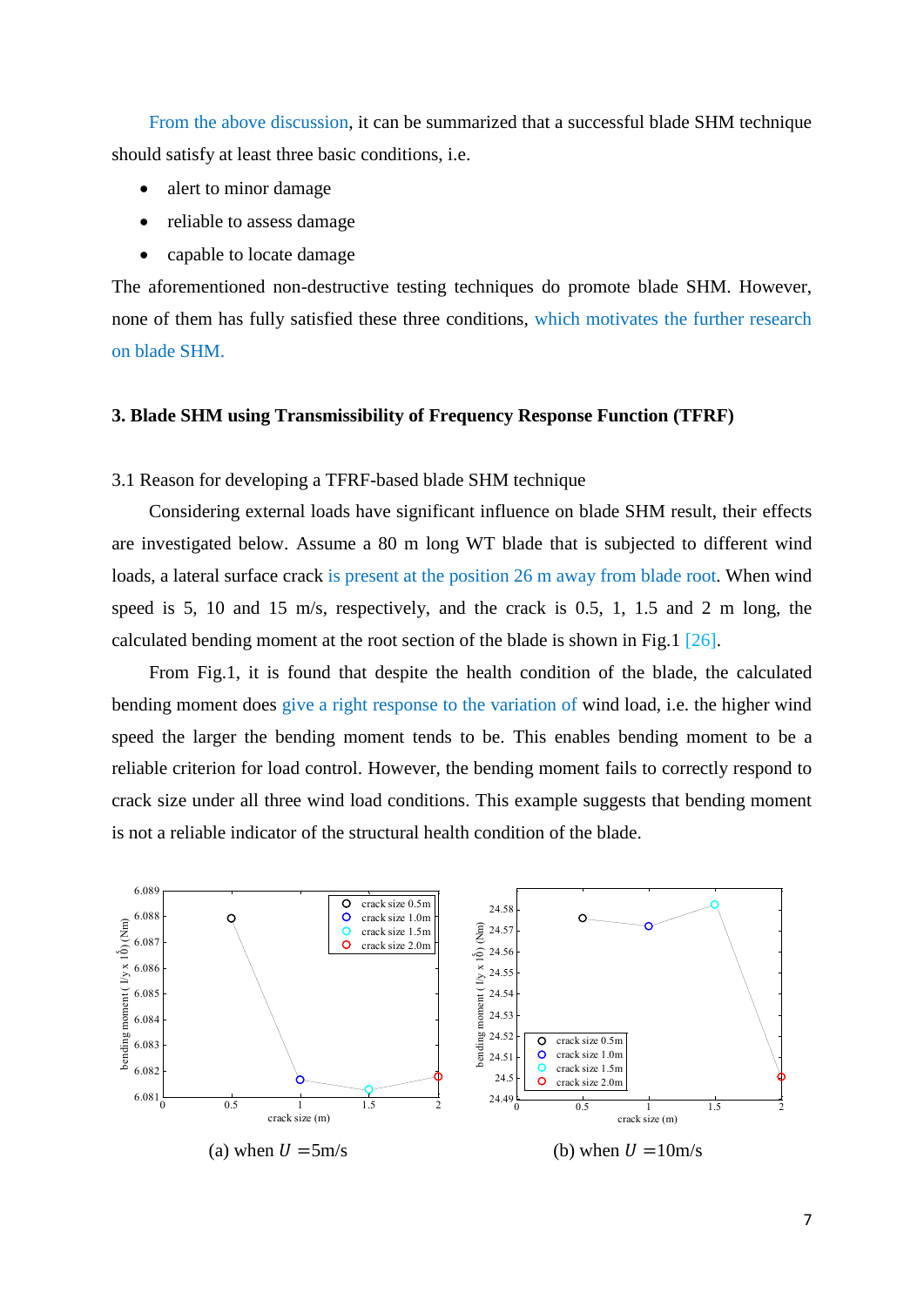From the above discussion, it can be summarized that a successful blade SHM technique should satisfy at least three basic conditions, i.e.

- alert to minor damage
- reliable to assess damage
- capable to locate damage

The aforementioned non-destructive testing techniques do promote blade SHM. However, none of them has fully satisfied these three conditions, which motivates the further research on blade SHM.

## 3. Blade SHM using Transmissibility of Frequency Response Function (TFRF)

### 3.1 Reason for developing a TFRF-based blade SHM technique

Considering external loads have significant influence on blade SHM result, their effects are investigated below. Assume a 80 m long WT blade that is subjected to different wind loads, a lateral surface crack is present at the position 26 m away from blade root. When wind speed is 5, 10 and 15 m/s, respectively, and the crack is 0.5, 1, 1.5 and 2 m long, the calculated bending moment at the root section of the blade is shown in Fig.1 [26].

From Fig.1, it is found that despite the health condition of the blade, the calculated bending moment does give a right response to the variation of wind load, i.e. the higher wind speed the larger the bending moment tends to be. This enables bending moment to be a reliable criterion for load control. However, the bending moment fails to correctly respond to crack size under all three wind load conditions. This example suggests that bending moment is not a reliable indicator of the structural health condition of the blade.

(a) when $U = 5$m/s

(b) when $U = 10$m/s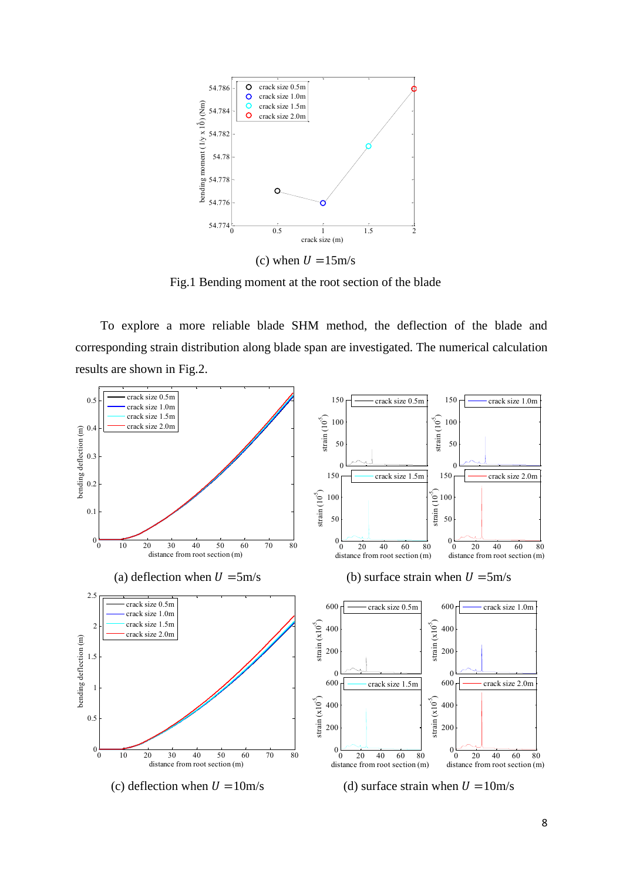(c) when $U$ =15m/s

Fig.1 Bending moment at the root section of the blade

To explore a more reliable blade SHM method, the deflection of the blade and corresponding strain distribution along blade span are investigated. The numerical calculation results are shown in Fig.2.

(a) deflection when $U$ =5m/s

(b) surface strain when $U$ =5m/s

(c) deflection when $U$ =10m/s

(d) surface strain when $U$ =10m/s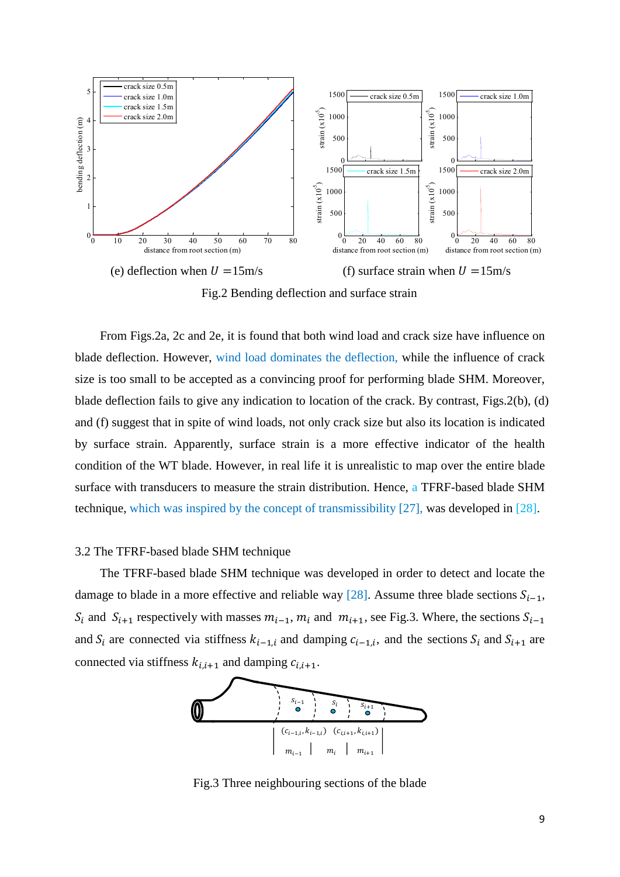(e) deflection when $U$ =15m/s

(f) surface strain when $U$ =15m/s

Fig.2 Bending deflection and surface strain

From Figs.2a, 2c and 2e, it is found that both wind load and crack size have influence on blade deflection. However, wind load dominates the deflection, while the influence of crack size is too small to be accepted as a convincing proof for performing blade SHM. Moreover, blade deflection fails to give any indication to location of the crack. By contrast, Figs.2(b), (d) and (f) suggest that in spite of wind loads, not only crack size but also its location is indicated by surface strain. Apparently, surface strain is a more effective indicator of the health condition of the WT blade. However, in real life it is unrealistic to map over the entire blade surface with transducers to measure the strain distribution. Hence, a TFRF-based blade SHM technique, which was inspired by the concept of transmissibility [27], was developed in [28].

### 3.2 The TFRF-based blade SHM technique

The TFRF-based blade SHM technique was developed in order to detect and locate the damage to blade in a more effective and reliable way [28]. Assume three blade sections $S_{i-1}$, $S_i$ and $S_{i+1}$ respectively with masses $m_{i-1}$, $m_i$ and $m_{i+1}$, see Fig.3. Where, the sections $S_{i-1}$ and $S_i$ are connected via stiffness $k_{i-1,i}$ and damping $c_{i-1,i}$, and the sections $S_i$ and $S_{i+1}$ are connected via stiffness $k_{i,i+1}$ and damping $c_{i,i+1}$.

Fig.3 Three neighbouring sections of the blade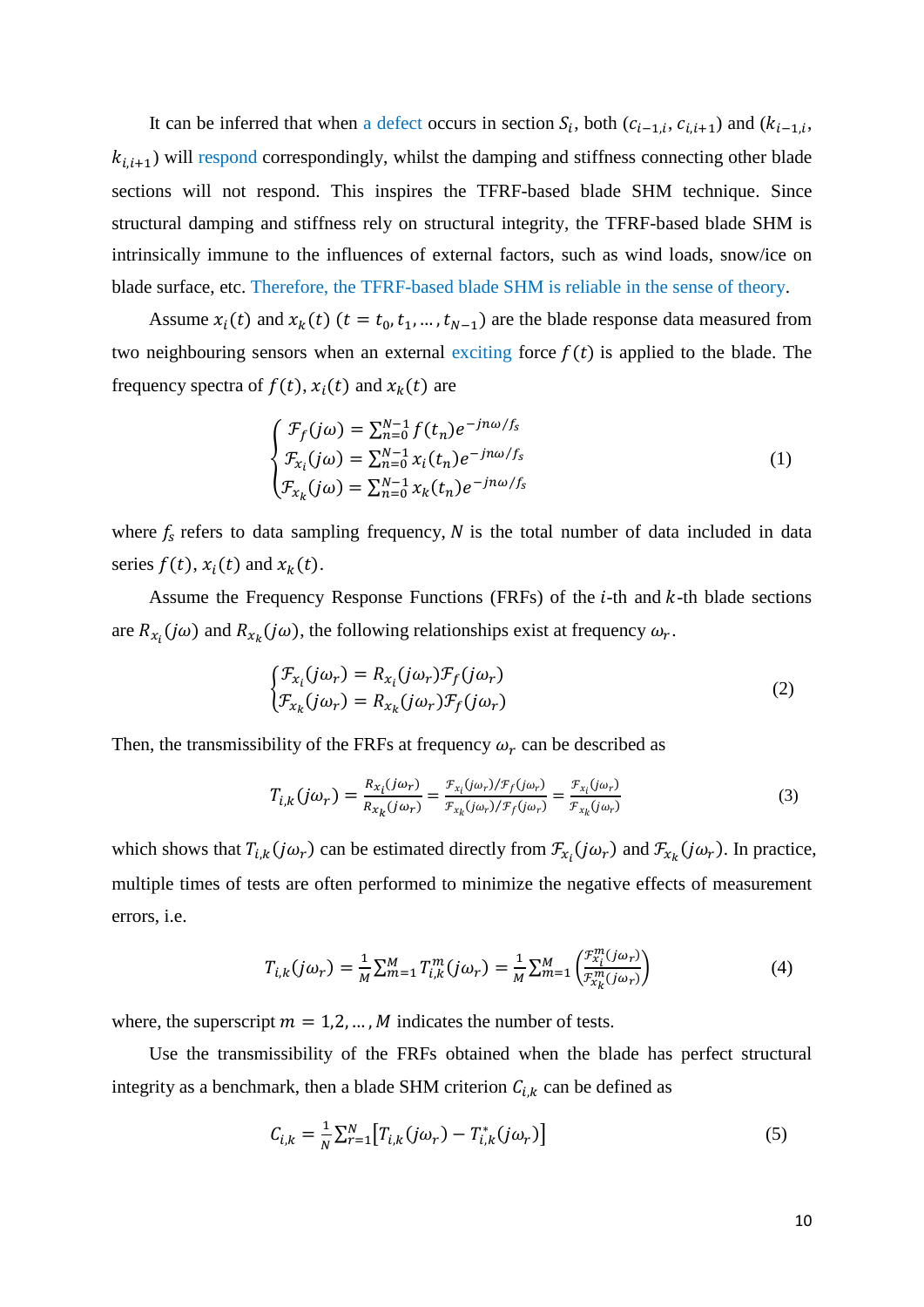It can be inferred that when a defect occurs in section $S_i$, both ($c_{i-1,i}$, $c_{i,i+1}$) and ($k_{i-1,i}$, $k_{i,i+1}$) will respond correspondingly, whilst the damping and stiffness connecting other blade sections will not respond. This inspires the TFRF-based blade SHM technique. Since structural damping and stiffness rely on structural integrity, the TFRF-based blade SHM is intrinsically immune to the influences of external factors, such as wind loads, snow/ice on blade surface, etc. Therefore, the TFRF-based blade SHM is reliable in the sense of theory.

Assume $x_i(t)$ and $x_k(t)$ ($t = t_0, t_1, \ldots, t_{N-1}$) are the blade response data measured from two neighbouring sensors when an external exciting force $f(t)$ is applied to the blade. The frequency spectra of $f(t)$, $x_i(t)$ and $x_k(t)$ are

$$\begin{cases} \mathcal{F}_f(j\omega) = \sum_{n=0}^{N-1} f(t_n) e^{-jn\omega/f_s} \\ \mathcal{F}_{x_i}(j\omega) = \sum_{n=0}^{N-1} x_i(t_n) e^{-jn\omega/f_s} \\ \mathcal{F}_{x_k}(j\omega) = \sum_{n=0}^{N-1} x_k(t_n) e^{-jn\omega/f_s} \end{cases} \tag{1}$$

where $f_s$ refers to data sampling frequency, $N$ is the total number of data included in data series $f(t)$, $x_i(t)$ and $x_k(t)$.

Assume the Frequency Response Functions (FRFs) of the $i$-th and $k$-th blade sections are $R_{x_i}(j\omega)$ and $R_{x_k}(j\omega)$, the following relationships exist at frequency $\omega_r$.

$$\begin{cases} \mathcal{F}_{x_i}(j\omega_r) = R_{x_i}(j\omega_r)\mathcal{F}_f(j\omega_r) \\ \mathcal{F}_{x_k}(j\omega_r) = R_{x_k}(j\omega_r)\mathcal{F}_f(j\omega_r) \end{cases} \tag{2}$$

Then, the transmissibility of the FRFs at frequency $\omega_r$ can be described as

$$T_{i,k}(j\omega_r) = \frac{R_{x_i}(j\omega_r)}{R_{x_k}(j\omega_r)} = \frac{\mathcal{F}_{x_i}(j\omega_r)/\mathcal{F}_f(j\omega_r)}{\mathcal{F}_{x_k}(j\omega_r)/\mathcal{F}_f(j\omega_r)} = \frac{\mathcal{F}_{x_i}(j\omega_r)}{\mathcal{F}_{x_k}(j\omega_r)} \tag{3}$$

which shows that $T_{i,k}(j\omega_r)$ can be estimated directly from $\mathcal{F}_{x_i}(j\omega_r)$ and $\mathcal{F}_{x_k}(j\omega_r)$. In practice, multiple times of tests are often performed to minimize the negative effects of measurement errors, i.e.

$$T_{i,k}(j\omega_r) = \frac{1}{M}\sum_{m=1}^{M} T_{i,k}^{m}(j\omega_r) = \frac{1}{M}\sum_{m=1}^{M}\left(\frac{\mathcal{F}_{x_i}^{m}(j\omega_r)}{\mathcal{F}_{x_k}^{m}(j\omega_r)}\right) \tag{4}$$

where, the superscript $m = 1, 2, \ldots, M$ indicates the number of tests.

Use the transmissibility of the FRFs obtained when the blade has perfect structural integrity as a benchmark, then a blade SHM criterion $C_{i,k}$ can be defined as

$$C_{i,k} = \frac{1}{N}\sum_{r=1}^{N}\left[T_{i,k}(j\omega_r) - T_{i,k}^{*}(j\omega_r)\right] \tag{5}$$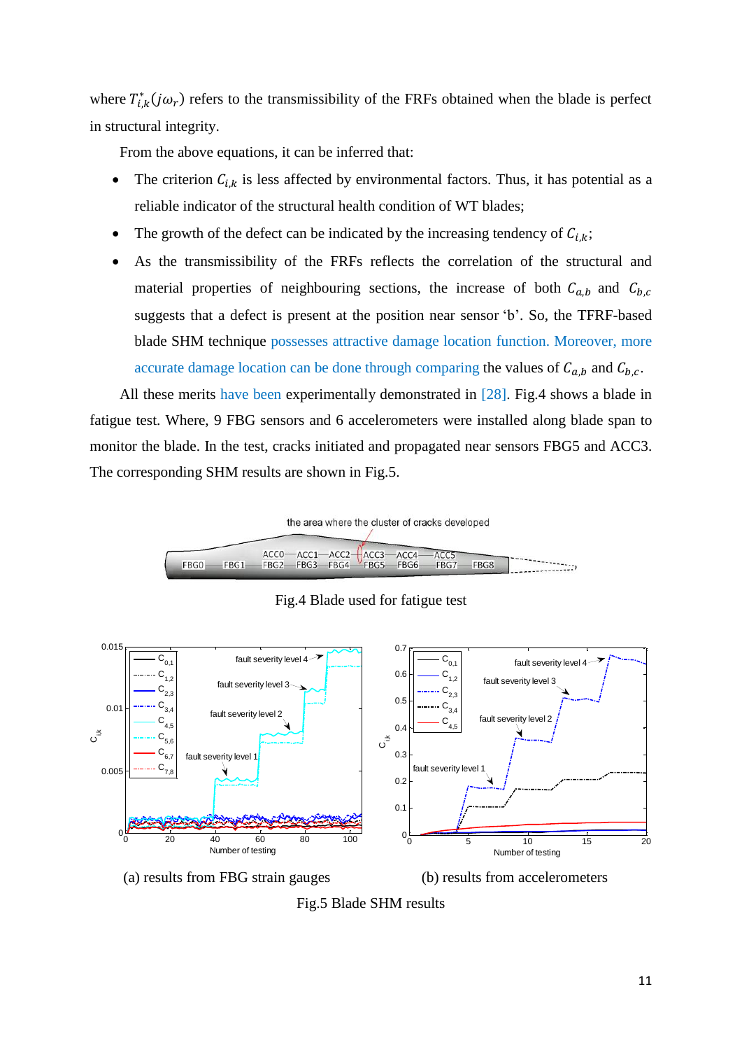where $T^*_{i,k}(j\omega_r)$ refers to the transmissibility of the FRFs obtained when the blade is perfect in structural integrity.

From the above equations, it can be inferred that:

- The criterion $C_{i,k}$ is less affected by environmental factors. Thus, it has potential as a reliable indicator of the structural health condition of WT blades;
- The growth of the defect can be indicated by the increasing tendency of $C_{i,k}$;
- As the transmissibility of the FRFs reflects the correlation of the structural and material properties of neighbouring sections, the increase of both $C_{a,b}$ and $C_{b,c}$ suggests that a defect is present at the position near sensor 'b'. So, the TFRF-based blade SHM technique possesses attractive damage location function. Moreover, more accurate damage location can be done through comparing the values of $C_{a,b}$ and $C_{b,c}$.

All these merits have been experimentally demonstrated in [28]. Fig.4 shows a blade in fatigue test. Where, 9 FBG sensors and 6 accelerometers were installed along blade span to monitor the blade. In the test, cracks initiated and propagated near sensors FBG5 and ACC3. The corresponding SHM results are shown in Fig.5.

Fig.4 Blade used for fatigue test

(a) results from FBG strain gauges

(b) results from accelerometers

Fig.5 Blade SHM results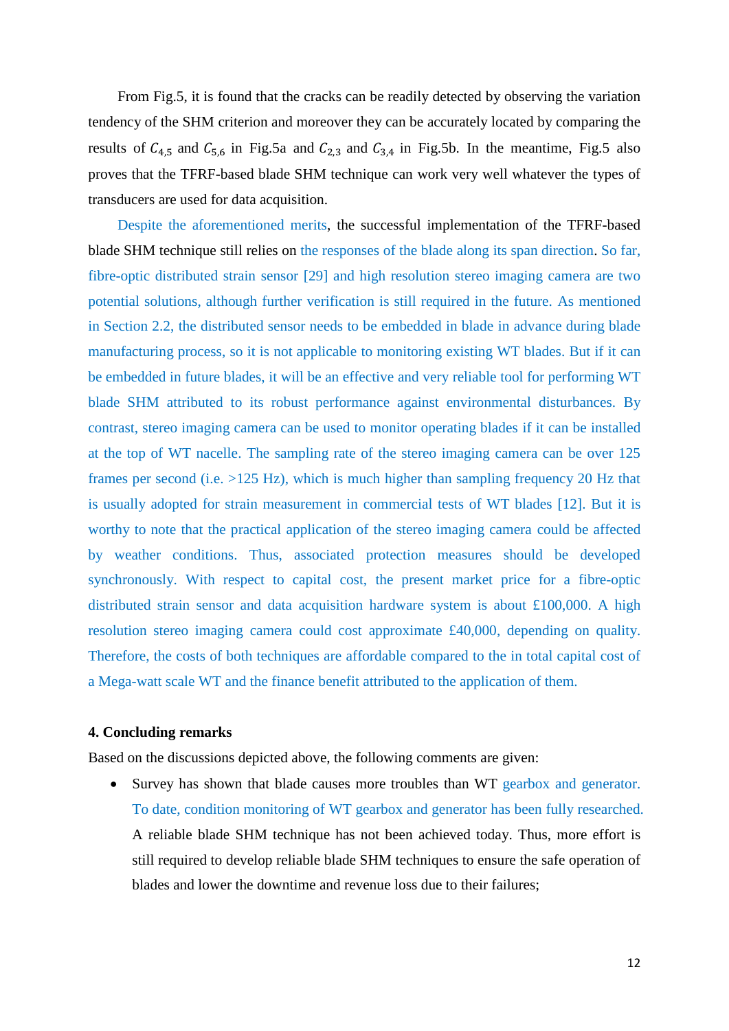From Fig.5, it is found that the cracks can be readily detected by observing the variation tendency of the SHM criterion and moreover they can be accurately located by comparing the results of $C_{4,5}$ and $C_{5,6}$ in Fig.5a and $C_{2,3}$ and $C_{3,4}$ in Fig.5b. In the meantime, Fig.5 also proves that the TFRF-based blade SHM technique can work very well whatever the types of transducers are used for data acquisition.

Despite the aforementioned merits, the successful implementation of the TFRF-based blade SHM technique still relies on the responses of the blade along its span direction. So far, fibre-optic distributed strain sensor [29] and high resolution stereo imaging camera are two potential solutions, although further verification is still required in the future. As mentioned in Section 2.2, the distributed sensor needs to be embedded in blade in advance during blade manufacturing process, so it is not applicable to monitoring existing WT blades. But if it can be embedded in future blades, it will be an effective and very reliable tool for performing WT blade SHM attributed to its robust performance against environmental disturbances. By contrast, stereo imaging camera can be used to monitor operating blades if it can be installed at the top of WT nacelle. The sampling rate of the stereo imaging camera can be over 125 frames per second (i.e. >125 Hz), which is much higher than sampling frequency 20 Hz that is usually adopted for strain measurement in commercial tests of WT blades [12]. But it is worthy to note that the practical application of the stereo imaging camera could be affected by weather conditions. Thus, associated protection measures should be developed synchronously. With respect to capital cost, the present market price for a fibre-optic distributed strain sensor and data acquisition hardware system is about £100,000. A high resolution stereo imaging camera could cost approximate £40,000, depending on quality. Therefore, the costs of both techniques are affordable compared to the in total capital cost of a Mega-watt scale WT and the finance benefit attributed to the application of them.

## 4. Concluding remarks

Based on the discussions depicted above, the following comments are given:

- Survey has shown that blade causes more troubles than WT gearbox and generator. To date, condition monitoring of WT gearbox and generator has been fully researched. A reliable blade SHM technique has not been achieved today. Thus, more effort is still required to develop reliable blade SHM techniques to ensure the safe operation of blades and lower the downtime and revenue loss due to their failures;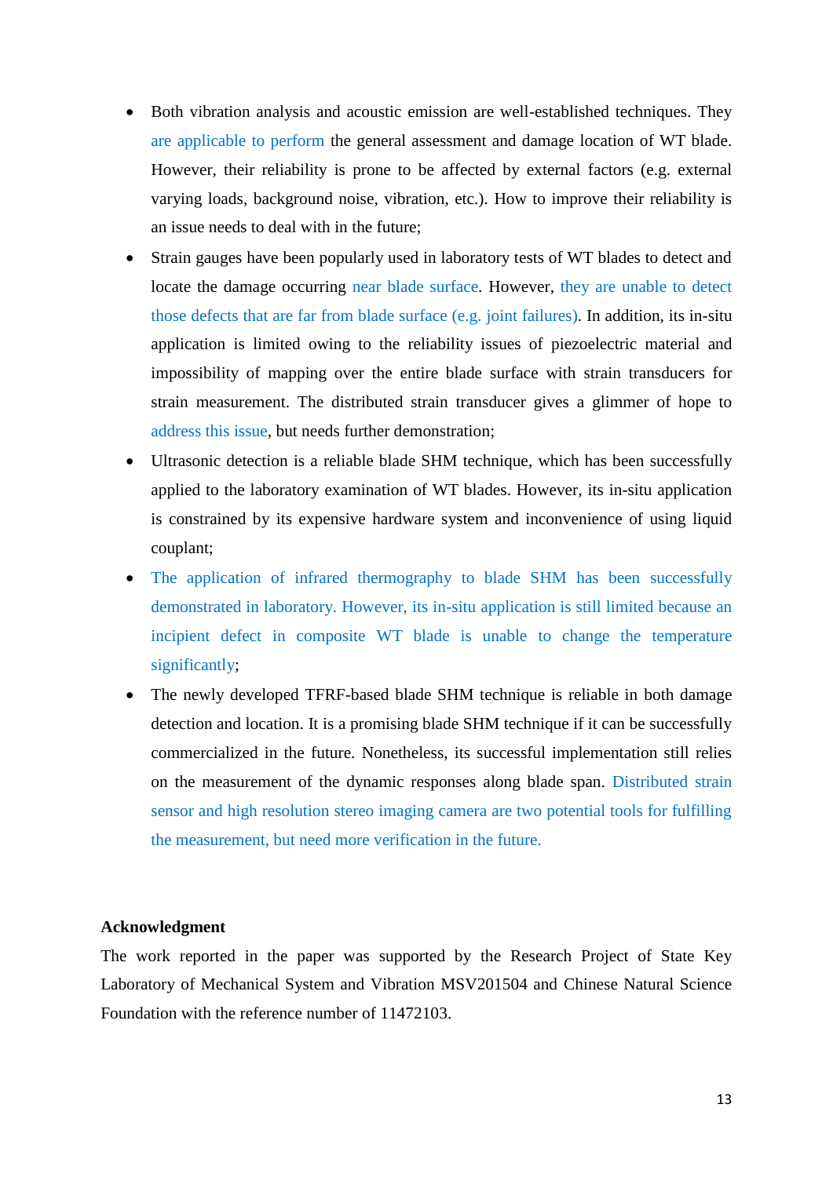- Both vibration analysis and acoustic emission are well-established techniques. They are applicable to perform the general assessment and damage location of WT blade. However, their reliability is prone to be affected by external factors (e.g. external varying loads, background noise, vibration, etc.). How to improve their reliability is an issue needs to deal with in the future;
- Strain gauges have been popularly used in laboratory tests of WT blades to detect and locate the damage occurring near blade surface. However, they are unable to detect those defects that are far from blade surface (e.g. joint failures). In addition, its in-situ application is limited owing to the reliability issues of piezoelectric material and impossibility of mapping over the entire blade surface with strain transducers for strain measurement. The distributed strain transducer gives a glimmer of hope to address this issue, but needs further demonstration;
- Ultrasonic detection is a reliable blade SHM technique, which has been successfully applied to the laboratory examination of WT blades. However, its in-situ application is constrained by its expensive hardware system and inconvenience of using liquid couplant;
- The application of infrared thermography to blade SHM has been successfully demonstrated in laboratory. However, its in-situ application is still limited because an incipient defect in composite WT blade is unable to change the temperature significantly;
- The newly developed TFRF-based blade SHM technique is reliable in both damage detection and location. It is a promising blade SHM technique if it can be successfully commercialized in the future. Nonetheless, its successful implementation still relies on the measurement of the dynamic responses along blade span. Distributed strain sensor and high resolution stereo imaging camera are two potential tools for fulfilling the measurement, but need more verification in the future.

**Acknowledgment**

The work reported in the paper was supported by the Research Project of State Key Laboratory of Mechanical System and Vibration MSV201504 and Chinese Natural Science Foundation with the reference number of 11472103.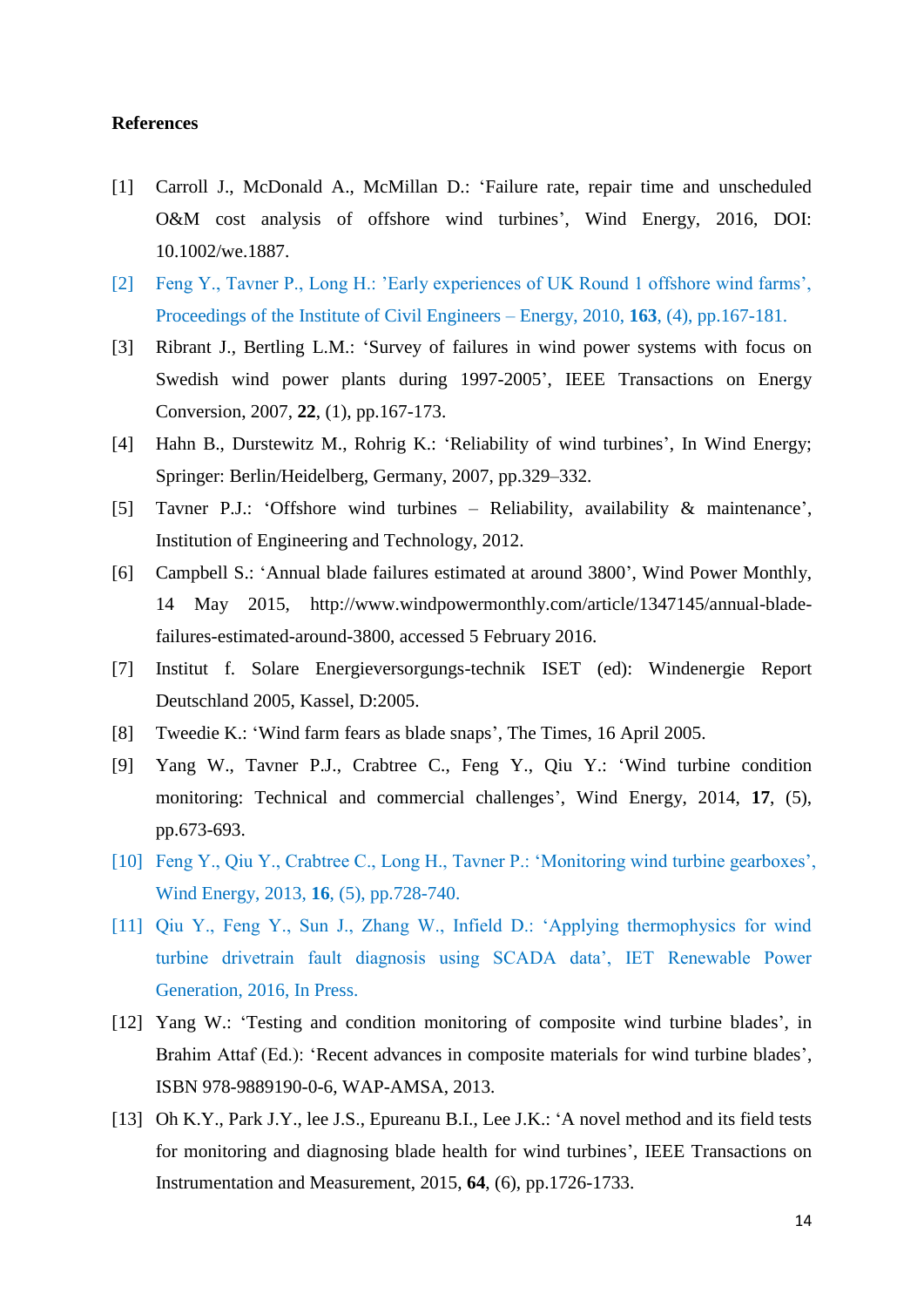## References

[1] Carroll J., McDonald A., McMillan D.: 'Failure rate, repair time and unscheduled O&M cost analysis of offshore wind turbines', Wind Energy, 2016, DOI: 10.1002/we.1887.

[2] Feng Y., Tavner P., Long H.: 'Early experiences of UK Round 1 offshore wind farms', Proceedings of the Institute of Civil Engineers – Energy, 2010, **163**, (4), pp.167-181.

[3] Ribrant J., Bertling L.M.: 'Survey of failures in wind power systems with focus on Swedish wind power plants during 1997-2005', IEEE Transactions on Energy Conversion, 2007, **22**, (1), pp.167-173.

[4] Hahn B., Durstewitz M., Rohrig K.: 'Reliability of wind turbines', In Wind Energy; Springer: Berlin/Heidelberg, Germany, 2007, pp.329–332.

[5] Tavner P.J.: 'Offshore wind turbines – Reliability, availability & maintenance', Institution of Engineering and Technology, 2012.

[6] Campbell S.: 'Annual blade failures estimated at around 3800', Wind Power Monthly, 14 May 2015, http://www.windpowermonthly.com/article/1347145/annual-blade-failures-estimated-around-3800, accessed 5 February 2016.

[7] Institut f. Solare Energieversorgungs-technik ISET (ed): Windenergie Report Deutschland 2005, Kassel, D:2005.

[8] Tweedie K.: 'Wind farm fears as blade snaps', The Times, 16 April 2005.

[9] Yang W., Tavner P.J., Crabtree C., Feng Y., Qiu Y.: 'Wind turbine condition monitoring: Technical and commercial challenges', Wind Energy, 2014, **17**, (5), pp.673-693.

[10] Feng Y., Qiu Y., Crabtree C., Long H., Tavner P.: 'Monitoring wind turbine gearboxes', Wind Energy, 2013, **16**, (5), pp.728-740.

[11] Qiu Y., Feng Y., Sun J., Zhang W., Infield D.: 'Applying thermophysics for wind turbine drivetrain fault diagnosis using SCADA data', IET Renewable Power Generation, 2016, In Press.

[12] Yang W.: 'Testing and condition monitoring of composite wind turbine blades', in Brahim Attaf (Ed.): 'Recent advances in composite materials for wind turbine blades', ISBN 978-9889190-0-6, WAP-AMSA, 2013.

[13] Oh K.Y., Park J.Y., lee J.S., Epureanu B.I., Lee J.K.: 'A novel method and its field tests for monitoring and diagnosing blade health for wind turbines', IEEE Transactions on Instrumentation and Measurement, 2015, **64**, (6), pp.1726-1733.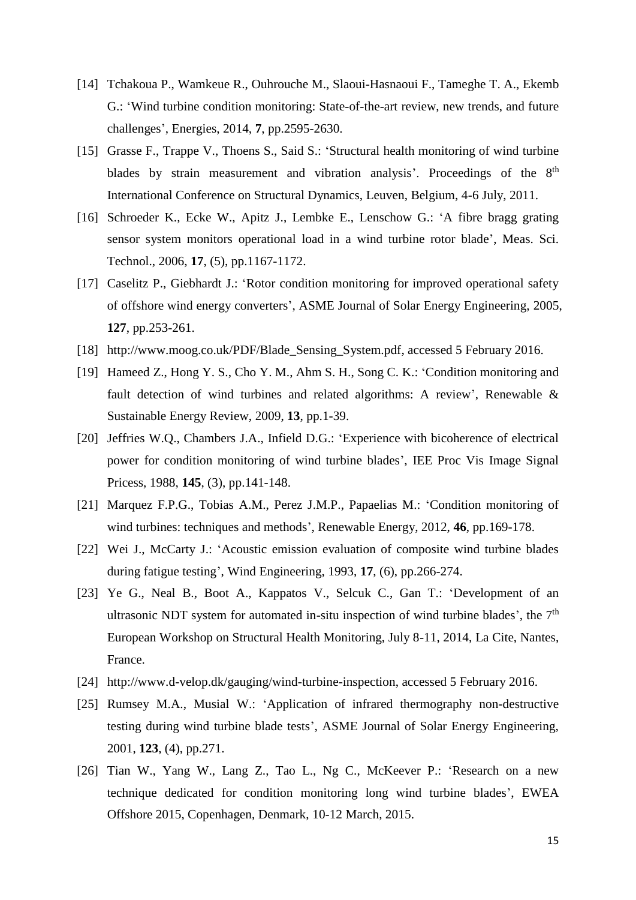[14] Tchakoua P., Wamkeue R., Ouhrouche M., Slaoui-Hasnaoui F., Tameghe T. A., Ekemb G.: 'Wind turbine condition monitoring: State-of-the-art review, new trends, and future challenges', Energies, 2014, **7**, pp.2595-2630.

[15] Grasse F., Trappe V., Thoens S., Said S.: 'Structural health monitoring of wind turbine blades by strain measurement and vibration analysis'. Proceedings of the 8th International Conference on Structural Dynamics, Leuven, Belgium, 4-6 July, 2011.

[16] Schroeder K., Ecke W., Apitz J., Lembke E., Lenschow G.: 'A fibre bragg grating sensor system monitors operational load in a wind turbine rotor blade', Meas. Sci. Technol., 2006, **17**, (5), pp.1167-1172.

[17] Caselitz P., Giebhardt J.: 'Rotor condition monitoring for improved operational safety of offshore wind energy converters', ASME Journal of Solar Energy Engineering, 2005, **127**, pp.253-261.

[18] http://www.moog.co.uk/PDF/Blade_Sensing_System.pdf, accessed 5 February 2016.

[19] Hameed Z., Hong Y. S., Cho Y. M., Ahm S. H., Song C. K.: 'Condition monitoring and fault detection of wind turbines and related algorithms: A review', Renewable & Sustainable Energy Review, 2009, **13**, pp.1-39.

[20] Jeffries W.Q., Chambers J.A., Infield D.G.: 'Experience with bicoherence of electrical power for condition monitoring of wind turbine blades', IEE Proc Vis Image Signal Pricess, 1988, **145**, (3), pp.141-148.

[21] Marquez F.P.G., Tobias A.M., Perez J.M.P., Papaelias M.: 'Condition monitoring of wind turbines: techniques and methods', Renewable Energy, 2012, **46**, pp.169-178.

[22] Wei J., McCarty J.: 'Acoustic emission evaluation of composite wind turbine blades during fatigue testing', Wind Engineering, 1993, **17**, (6), pp.266-274.

[23] Ye G., Neal B., Boot A., Kappatos V., Selcuk C., Gan T.: 'Development of an ultrasonic NDT system for automated in-situ inspection of wind turbine blades', the 7th European Workshop on Structural Health Monitoring, July 8-11, 2014, La Cite, Nantes, France.

[24] http://www.d-velop.dk/gauging/wind-turbine-inspection, accessed 5 February 2016.

[25] Rumsey M.A., Musial W.: 'Application of infrared thermography non-destructive testing during wind turbine blade tests', ASME Journal of Solar Energy Engineering, 2001, **123**, (4), pp.271.

[26] Tian W., Yang W., Lang Z., Tao L., Ng C., McKeever P.: 'Research on a new technique dedicated for condition monitoring long wind turbine blades', EWEA Offshore 2015, Copenhagen, Denmark, 10-12 March, 2015.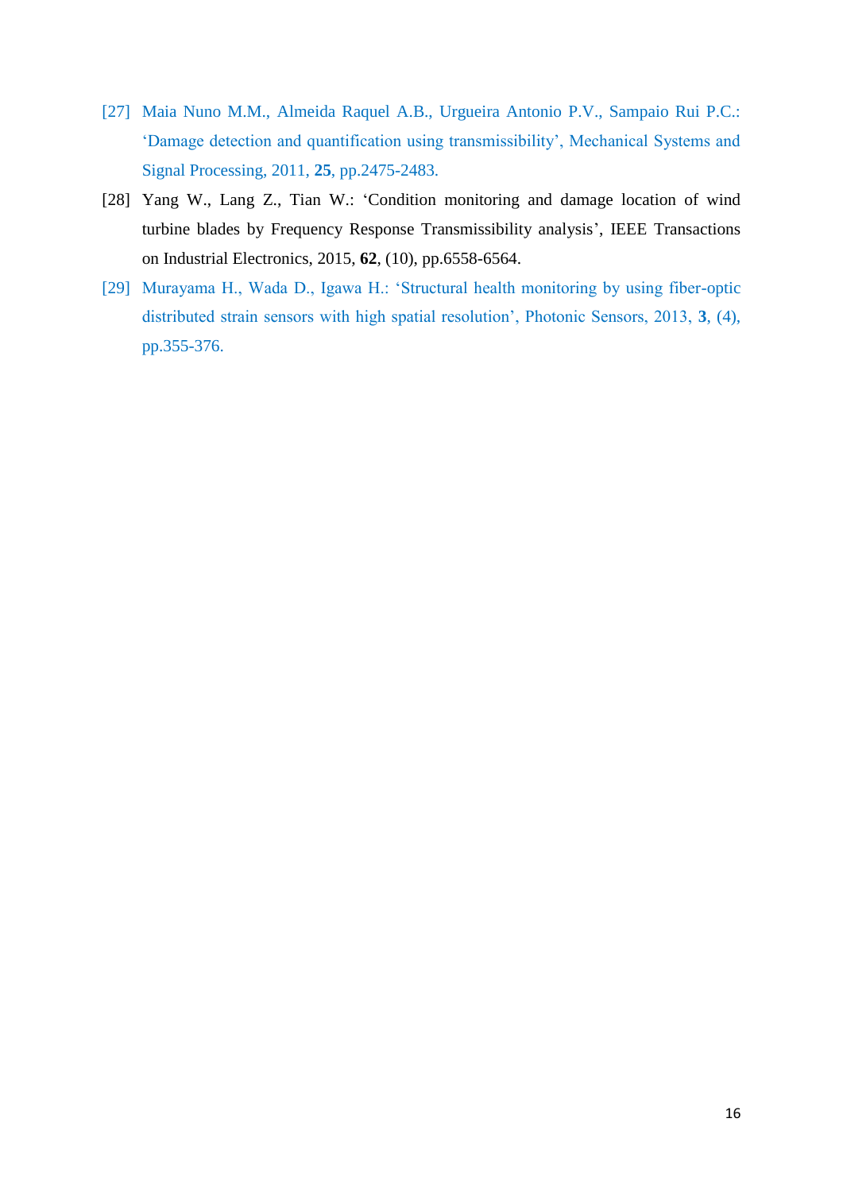[27] Maia Nuno M.M., Almeida Raquel A.B., Urgueira Antonio P.V., Sampaio Rui P.C.: 'Damage detection and quantification using transmissibility', Mechanical Systems and Signal Processing, 2011, **25**, pp.2475-2483.

[28] Yang W., Lang Z., Tian W.: 'Condition monitoring and damage location of wind turbine blades by Frequency Response Transmissibility analysis', IEEE Transactions on Industrial Electronics, 2015, **62**, (10), pp.6558-6564.

[29] Murayama H., Wada D., Igawa H.: 'Structural health monitoring by using fiber-optic distributed strain sensors with high spatial resolution', Photonic Sensors, 2013, **3**, (4), pp.355-376.